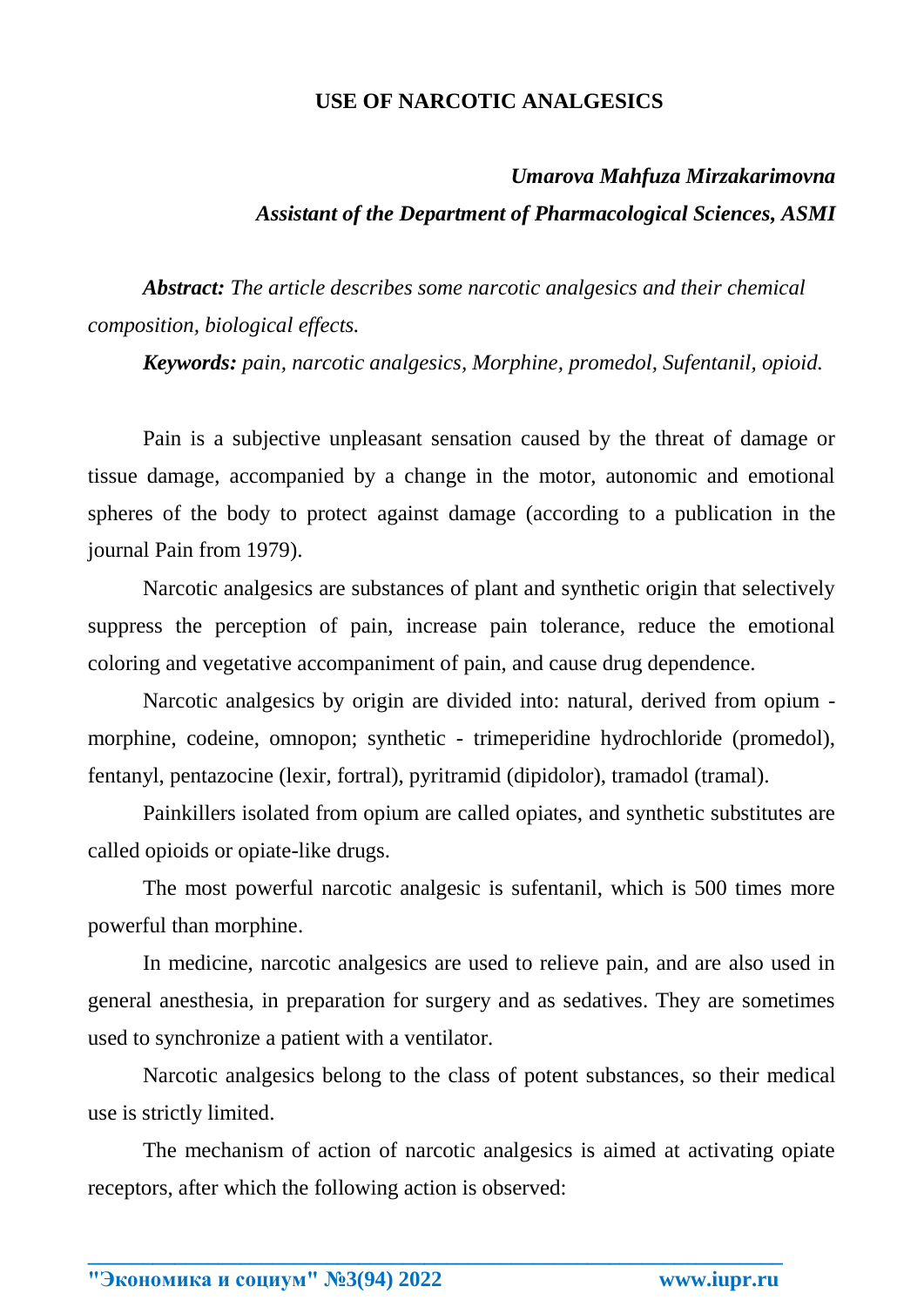# USE OF NARCOTIC ANALGESICS

***Umarova Mahfuza Mirzakarimovna***

***Assistant of the Department of Pharmacological Sciences, ASMI***

***Abstract:*** *The article describes some narcotic analgesics and their chemical composition, biological effects.*

***Keywords:*** *pain, narcotic analgesics, Morphine, promedol, Sufentanil, opioid.*

Pain is a subjective unpleasant sensation caused by the threat of damage or tissue damage, accompanied by a change in the motor, autonomic and emotional spheres of the body to protect against damage (according to a publication in the journal Pain from 1979).

Narcotic analgesics are substances of plant and synthetic origin that selectively suppress the perception of pain, increase pain tolerance, reduce the emotional coloring and vegetative accompaniment of pain, and cause drug dependence.

Narcotic analgesics by origin are divided into: natural, derived from opium - morphine, codeine, omnopon; synthetic - trimeperidine hydrochloride (promedol), fentanyl, pentazocine (lexir, fortral), pyritramid (dipidolor), tramadol (tramal).

Painkillers isolated from opium are called opiates, and synthetic substitutes are called opioids or opiate-like drugs.

The most powerful narcotic analgesic is sufentanil, which is 500 times more powerful than morphine.

In medicine, narcotic analgesics are used to relieve pain, and are also used in general anesthesia, in preparation for surgery and as sedatives. They are sometimes used to synchronize a patient with a ventilator.

Narcotic analgesics belong to the class of potent substances, so their medical use is strictly limited.

The mechanism of action of narcotic analgesics is aimed at activating opiate receptors, after which the following action is observed: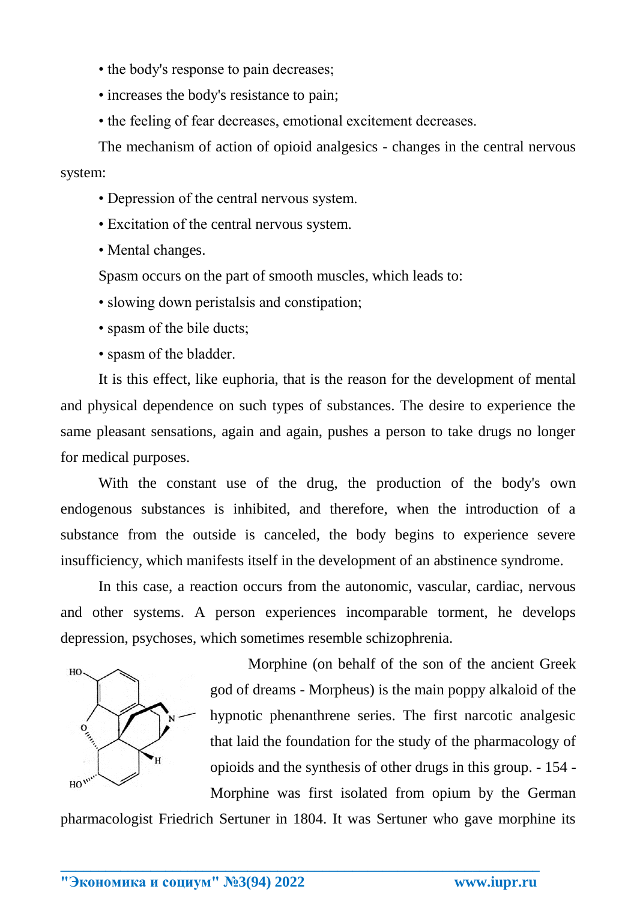- the body's response to pain decreases;
- increases the body's resistance to pain;
- the feeling of fear decreases, emotional excitement decreases.

The mechanism of action of opioid analgesics - changes in the central nervous system:

- Depression of the central nervous system.
- Excitation of the central nervous system.
- Mental changes.

Spasm occurs on the part of smooth muscles, which leads to:

- slowing down peristalsis and constipation;
- spasm of the bile ducts;
- spasm of the bladder.

It is this effect, like euphoria, that is the reason for the development of mental and physical dependence on such types of substances. The desire to experience the same pleasant sensations, again and again, pushes a person to take drugs no longer for medical purposes.

With the constant use of the drug, the production of the body's own endogenous substances is inhibited, and therefore, when the introduction of a substance from the outside is canceled, the body begins to experience severe insufficiency, which manifests itself in the development of an abstinence syndrome.

In this case, a reaction occurs from the autonomic, vascular, cardiac, nervous and other systems. A person experiences incomparable torment, he develops depression, psychoses, which sometimes resemble schizophrenia.

Morphine (on behalf of the son of the ancient Greek god of dreams - Morpheus) is the main poppy alkaloid of the hypnotic phenanthrene series. The first narcotic analgesic that laid the foundation for the study of the pharmacology of opioids and the synthesis of other drugs in this group. - 154 - Morphine was first isolated from opium by the German pharmacologist Friedrich Sertuner in 1804. It was Sertuner who gave morphine its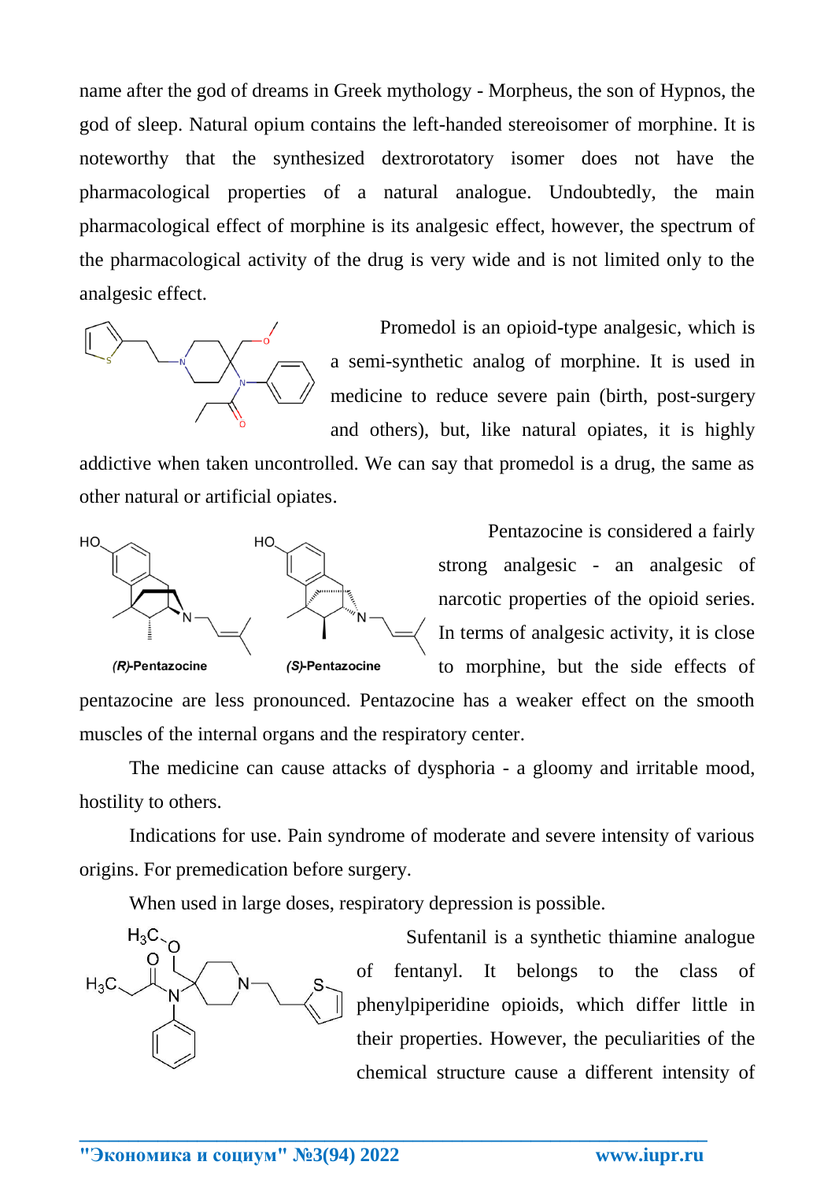name after the god of dreams in Greek mythology - Morpheus, the son of Hypnos, the god of sleep. Natural opium contains the left-handed stereoisomer of morphine. It is noteworthy that the synthesized dextrorotatory isomer does not have the pharmacological properties of a natural analogue. Undoubtedly, the main pharmacological effect of morphine is its analgesic effect, however, the spectrum of the pharmacological activity of the drug is very wide and is not limited only to the analgesic effect.

Promedol is an opioid-type analgesic, which is a semi-synthetic analog of morphine. It is used in medicine to reduce severe pain (birth, post-surgery and others), but, like natural opiates, it is highly addictive when taken uncontrolled. We can say that promedol is a drug, the same as other natural or artificial opiates.

*(R)*-Pentazocine *(S)*-Pentazocine

Pentazocine is considered a fairly strong analgesic - an analgesic of narcotic properties of the opioid series. In terms of analgesic activity, it is close to morphine, but the side effects of pentazocine are less pronounced. Pentazocine has a weaker effect on the smooth muscles of the internal organs and the respiratory center.

The medicine can cause attacks of dysphoria - a gloomy and irritable mood, hostility to others.

Indications for use. Pain syndrome of moderate and severe intensity of various origins. For premedication before surgery.

When used in large doses, respiratory depression is possible.

Sufentanil is a synthetic thiamine analogue of fentanyl. It belongs to the class of phenylpiperidine opioids, which differ little in their properties. However, the peculiarities of the chemical structure cause a different intensity of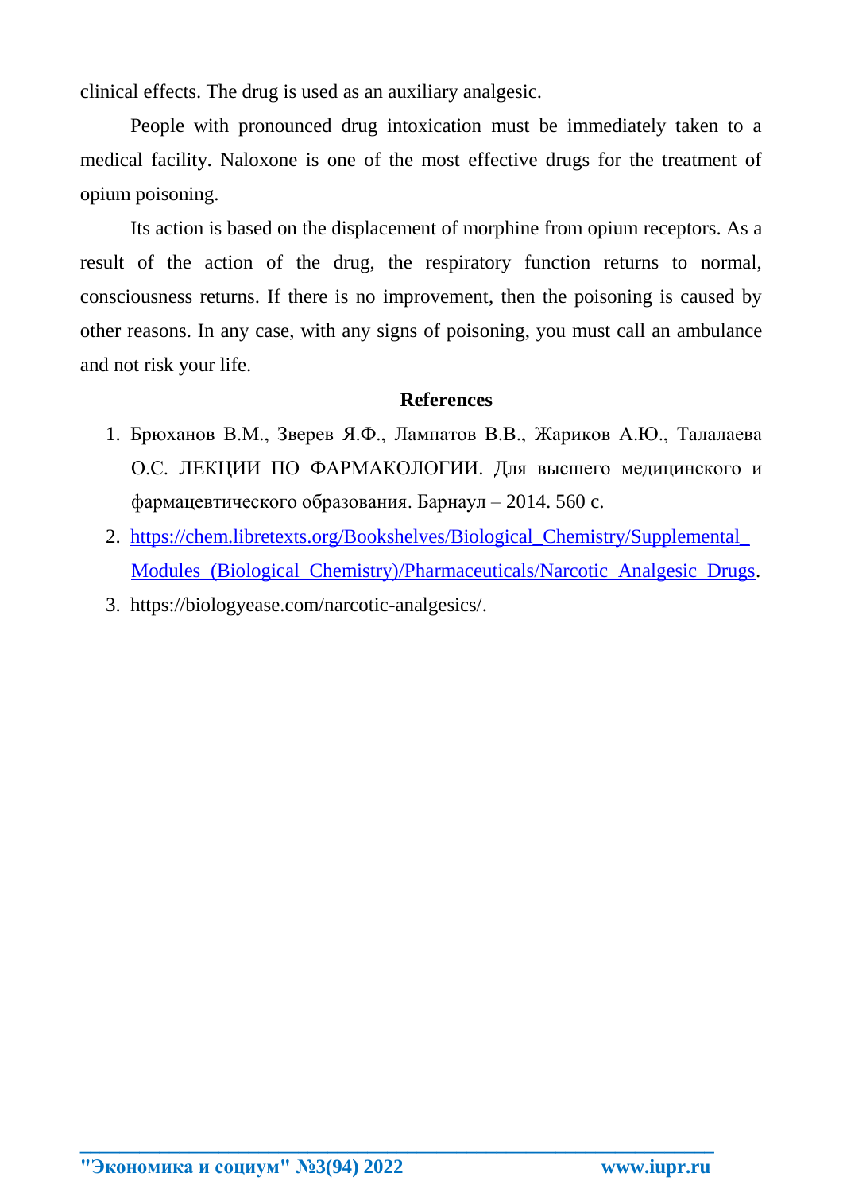clinical effects. The drug is used as an auxiliary analgesic.

People with pronounced drug intoxication must be immediately taken to a medical facility. Naloxone is one of the most effective drugs for the treatment of opium poisoning.

Its action is based on the displacement of morphine from opium receptors. As a result of the action of the drug, the respiratory function returns to normal, consciousness returns. If there is no improvement, then the poisoning is caused by other reasons. In any case, with any signs of poisoning, you must call an ambulance and not risk your life.

**References**

1. Брюханов В.М., Зверев Я.Ф., Лампатов В.В., Жариков А.Ю., Талалаева О.С. ЛЕКЦИИ ПО ФАРМАКОЛОГИИ. Для высшего медицинского и фармацевтического образования. Барнаул – 2014. 560 с.
2. https://chem.libretexts.org/Bookshelves/Biological_Chemistry/Supplemental_Modules_(Biological_Chemistry)/Pharmaceuticals/Narcotic_Analgesic_Drugs.
3. https://biologyease.com/narcotic-analgesics/.